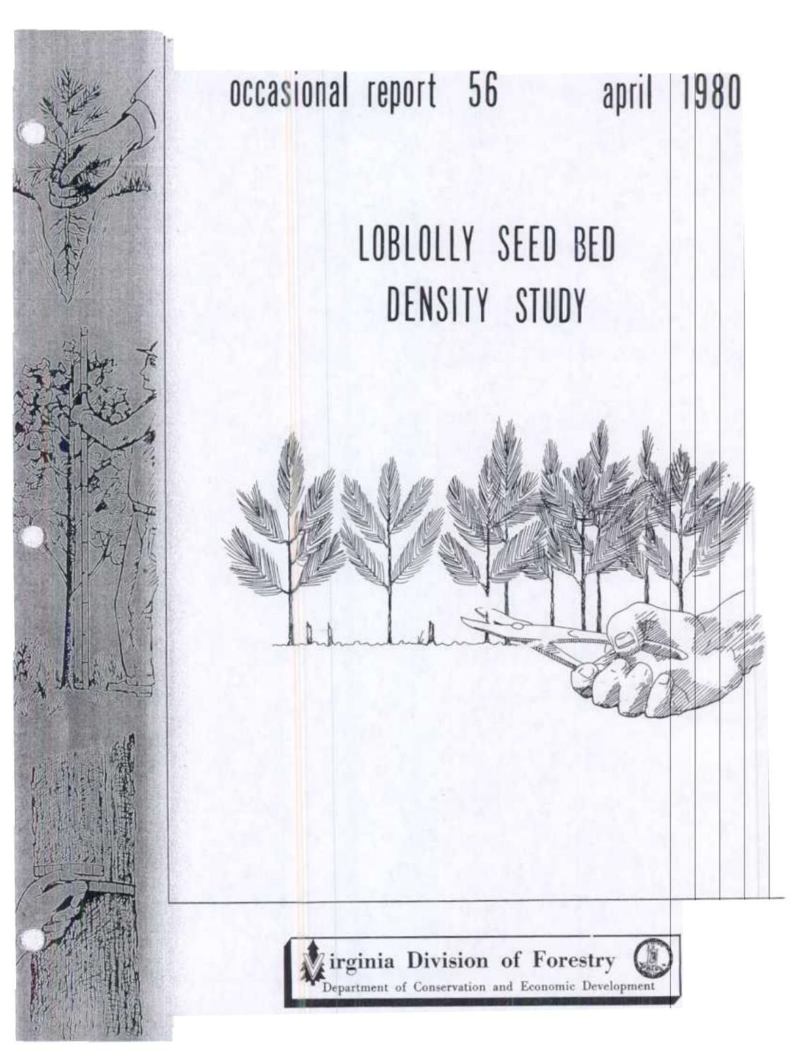occasional report 56 april 1980

# LOBLOLLY SEED BED DENSITY STUDY

Virginia Division of Forestry

Department of Conservation and Economic Development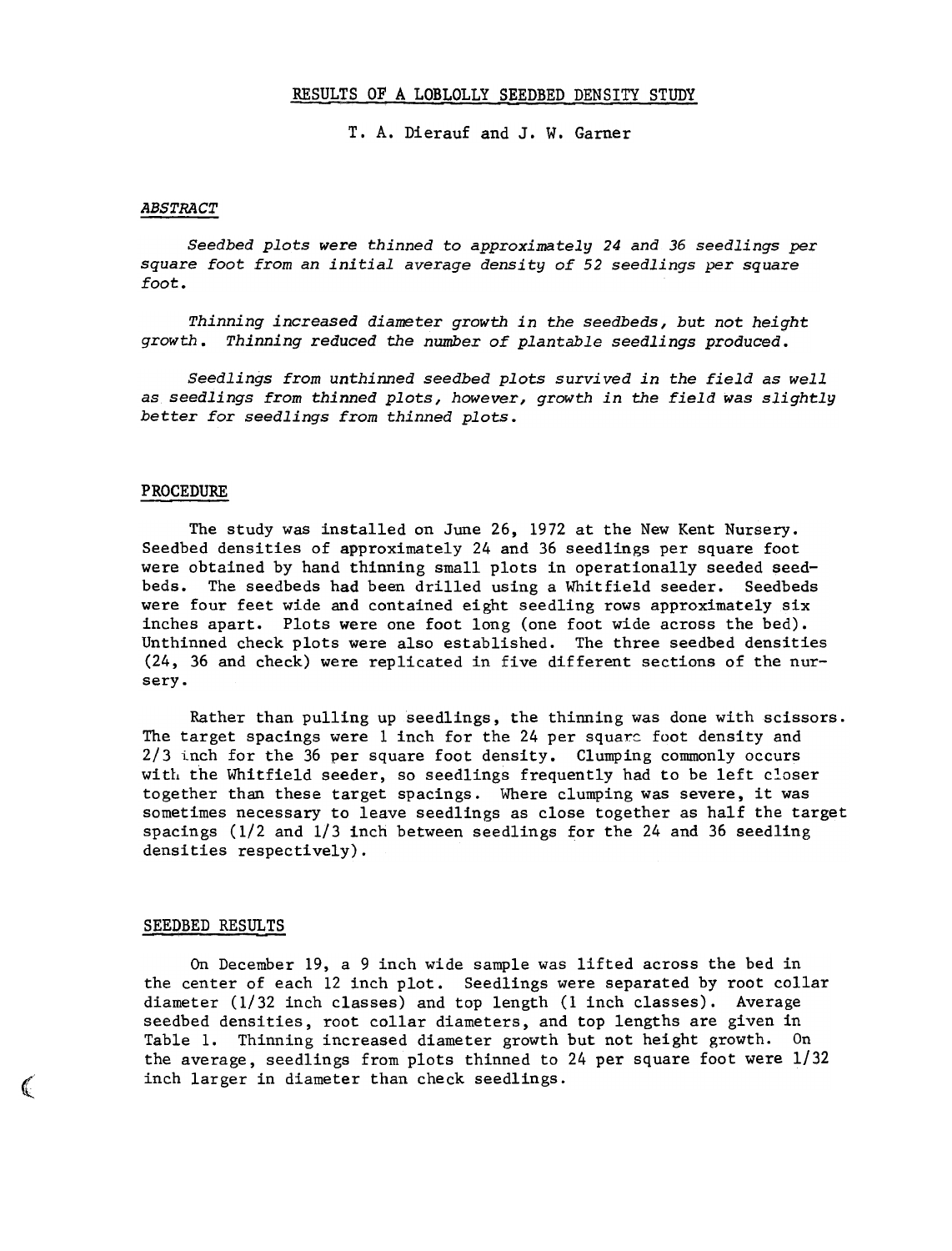# RESULTS OF A LOBLOLLY SEEDBED DENSITY STUDY

T. A. Dierauf and J. W. Garner

## *ABSTRACT*

*Seedbed plots were thinned to approximately 24 and 36 seedlings per square foot from an initial average density of 52 seedlings per square foot.*

*Thinning increased diameter growth in the seedbeds, but not height growth. Thinning reduced the number of plantable seedlings produced.*

*Seedlings from unthinned seedbed plots survived in the field as well as seedlings from thinned plots, however, growth in the field was slightly better for seedlings from thinned plots.*

## PROCEDURE

The study was installed on June 26, 1972 at the New Kent Nursery. Seedbed densities of approximately 24 and 36 seedlings per square foot were obtained by hand thinning small plots in operationally seeded seedbeds. The seedbeds had been drilled using a Whitfield seeder. Seedbeds were four feet wide and contained eight seedling rows approximately six inches apart. Plots were one foot long (one foot wide across the bed). Unthinned check plots were also established. The three seedbed densities (24, 36 and check) were replicated in five different sections of the nursery.

Rather than pulling up seedlings, the thinning was done with scissors. The target spacings were 1 inch for the 24 per square foot density and 2/3 inch for the 36 per square foot density. Clumping commonly occurs with the Whitfield seeder, so seedlings frequently had to be left closer together than these target spacings. Where clumping was severe, it was sometimes necessary to leave seedlings as close together as half the target spacings (1/2 and 1/3 inch between seedlings for the 24 and 36 seedling densities respectively).

## SEEDBED RESULTS

On December 19, a 9 inch wide sample was lifted across the bed in the center of each 12 inch plot. Seedlings were separated by root collar diameter (1/32 inch classes) and top length (1 inch classes). Average seedbed densities, root collar diameters, and top lengths are given in Table 1. Thinning increased diameter growth but not height growth. On the average, seedlings from plots thinned to 24 per square foot were 1/32 inch larger in diameter than check seedlings.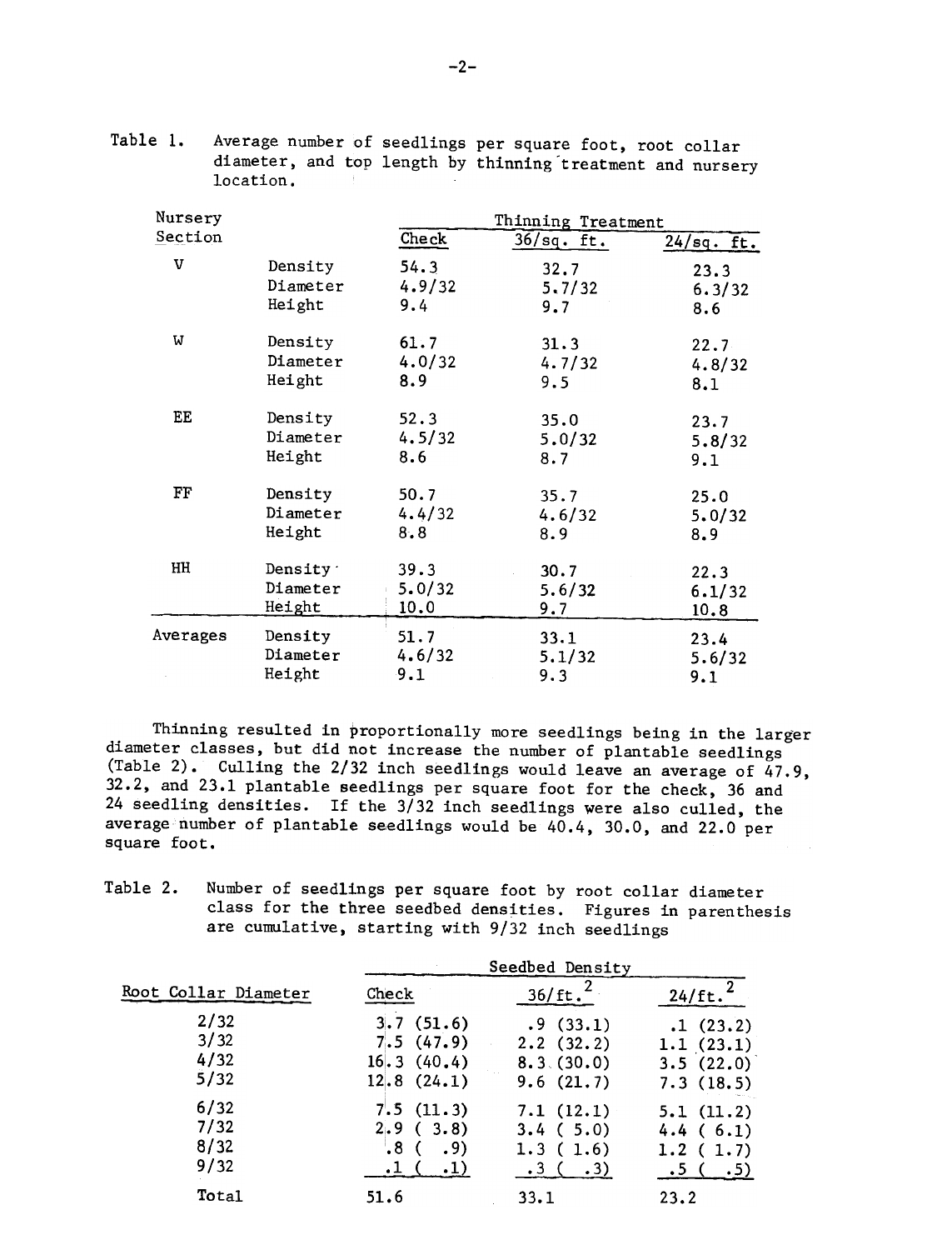Table 1. Average number of seedlings per square foot, root collar diameter, and top length by thinning treatment and nursery location.

| Nursery Section | | Thinning Treatment | | |
|---|---|---|---|---|
| | | Check | 36/sq. ft. | 24/sq. ft. |
| V | Density | 54.3 | 32.7 | 23.3 |
| | Diameter | 4.9/32 | 5.7/32 | 6.3/32 |
| | Height | 9.4 | 9.7 | 8.6 |
| W | Density | 61.7 | 31.3 | 22.7 |
| | Diameter | 4.0/32 | 4.7/32 | 4.8/32 |
| | Height | 8.9 | 9.5 | 8.1 |
| EE | Density | 52.3 | 35.0 | 23.7 |
| | Diameter | 4.5/32 | 5.0/32 | 5.8/32 |
| | Height | 8.6 | 8.7 | 9.1 |
| FF | Density | 50.7 | 35.7 | 25.0 |
| | Diameter | 4.4/32 | 4.6/32 | 5.0/32 |
| | Height | 8.8 | 8.9 | 8.9 |
| HH | Density | 39.3 | 30.7 | 22.3 |
| | Diameter | 5.0/32 | 5.6/32 | 6.1/32 |
| | Height | 10.0 | 9.7 | 10.8 |
| Averages | Density | 51.7 | 33.1 | 23.4 |
| | Diameter | 4.6/32 | 5.1/32 | 5.6/32 |
| | Height | 9.1 | 9.3 | 9.1 |

Thinning resulted in proportionally more seedlings being in the larger diameter classes, but did not increase the number of plantable seedlings (Table 2). Culling the 2/32 inch seedlings would leave an average of 47.9, 32.2, and 23.1 plantable seedlings per square foot for the check, 36 and 24 seedling densities. If the 3/32 inch seedlings were also culled, the average number of plantable seedlings would be 40.4, 30.0, and 22.0 per square foot.

Table 2. Number of seedlings per square foot by root collar diameter class for the three seedbed densities. Figures in parenthesis are cumulative, starting with 9/32 inch seedlings

| Root Collar Diameter | Seedbed Density | | |
|---|---|---|---|
| | Check | 36/ft.$^2$ | 24/ft.$^2$ |
| 2/32 | 3.7 (51.6) | .9 (33.1) | .1 (23.2) |
| 3/32 | 7.5 (47.9) | 2.2 (32.2) | 1.1 (23.1) |
| 4/32 | 16.3 (40.4) | 8.3 (30.0) | 3.5 (22.0) |
| 5/32 | 12.8 (24.1) | 9.6 (21.7) | 7.3 (18.5) |
| 6/32 | 7.5 (11.3) | 7.1 (12.1) | 5.1 (11.2) |
| 7/32 | 2.9 ( 3.8) | 3.4 ( 5.0) | 4.4 ( 6.1) |
| 8/32 | .8 ( .9) | 1.3 ( 1.6) | 1.2 ( 1.7) |
| 9/32 | .1 ( .1) | .3 ( .3) | .5 ( .5) |
| Total | 51.6 | 33.1 | 23.2 |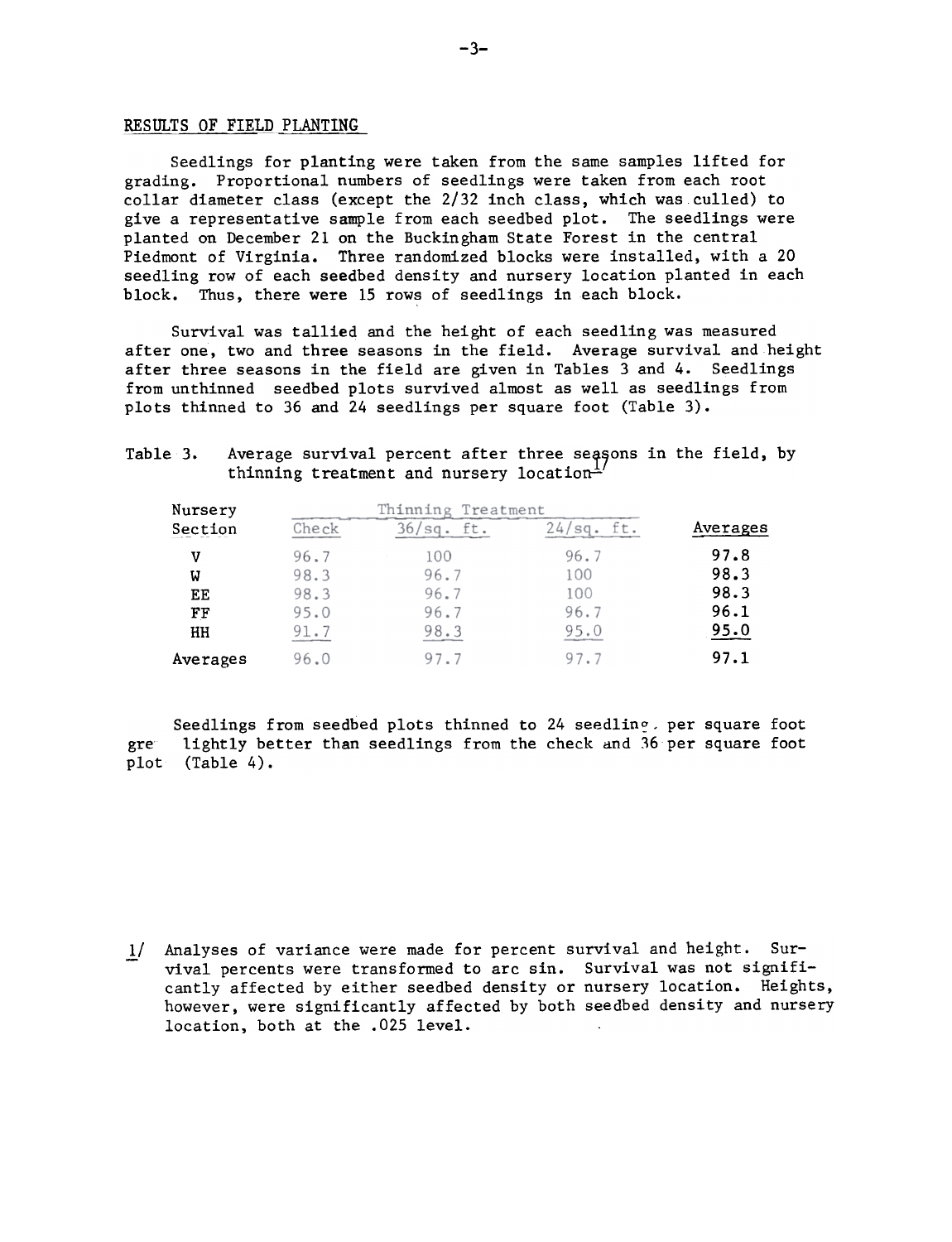## RESULTS OF FIELD PLANTING

Seedlings for planting were taken from the same samples lifted for grading. Proportional numbers of seedlings were taken from each root collar diameter class (except the 2/32 inch class, which was culled) to give a representative sample from each seedbed plot. The seedlings were planted on December 21 on the Buckingham State Forest in the central Piedmont of Virginia. Three randomized blocks were installed, with a 20 seedling row of each seedbed density and nursery location planted in each block. Thus, there were 15 rows of seedlings in each block.

Survival was tallied and the height of each seedling was measured after one, two and three seasons in the field. Average survival and height after three seasons in the field are given in Tables 3 and 4. Seedlings from unthinned seedbed plots survived almost as well as seedlings from plots thinned to 36 and 24 seedlings per square foot (Table 3).

Table 3. Average survival percent after three seasons in the field, by thinning treatment and nursery location[1/]

| Nursery Section | Thinning Treatment | | | Averages |
|---|---|---|---|---|
| | Check | 36/sq. ft. | 24/sq. ft. | |
| V | 96.7 | 100 | 96.7 | 97.8 |
| W | 98.3 | 96.7 | 100 | 98.3 |
| EE | 98.3 | 96.7 | 100 | 98.3 |
| FF | 95.0 | 96.7 | 96.7 | 96.1 |
| HH | 91.7 | 98.3 | 95.0 | 95.0 |
| Averages | 96.0 | 97.7 | 97.7 | 97.1 |

Seedlings from seedbed plots thinned to 24 seedling per square foot gre lightly better than seedlings from the check and 36 per square foot plot (Table 4).

1/ Analyses of variance were made for percent survival and height. Survival percents were transformed to arc sin. Survival was not significantly affected by either seedbed density or nursery location. Heights, however, were significantly affected by both seedbed density and nursery location, both at the .025 level.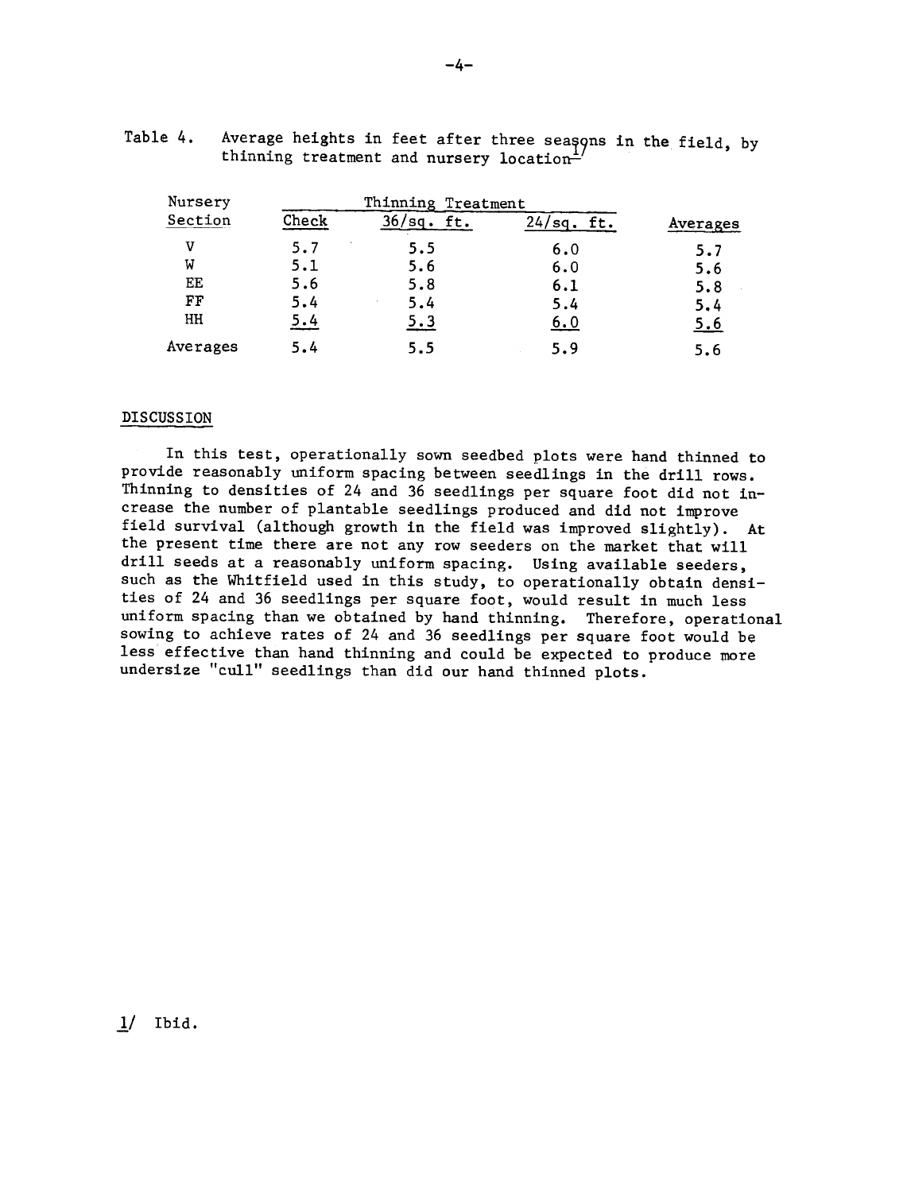Table 4. Average heights in feet after three seasons in the field, by thinning treatment and nursery location[1]

| Nursery Section | Thinning Treatment | | | Averages |
|---|---|---|---|---|
| | Check | 36/sq. ft. | 24/sq. ft. | |
| V | 5.7 | 5.5 | 6.0 | 5.7 |
| W | 5.1 | 5.6 | 6.0 | 5.6 |
| EE | 5.6 | 5.8 | 6.1 | 5.8 |
| FF | 5.4 | 5.4 | 5.4 | 5.4 |
| HH | 5.4 | 5.3 | 6.0 | 5.6 |
| Averages | 5.4 | 5.5 | 5.9 | 5.6 |

## DISCUSSION

In this test, operationally sown seedbed plots were hand thinned to provide reasonably uniform spacing between seedlings in the drill rows. Thinning to densities of 24 and 36 seedlings per square foot did not increase the number of plantable seedlings produced and did not improve field survival (although growth in the field was improved slightly). At the present time there are not any row seeders on the market that will drill seeds at a reasonably uniform spacing. Using available seeders, such as the Whitfield used in this study, to operationally obtain densities of 24 and 36 seedlings per square foot, would result in much less uniform spacing than we obtained by hand thinning. Therefore, operational sowing to achieve rates of 24 and 36 seedlings per square foot would be less effective than hand thinning and could be expected to produce more undersize "cull" seedlings than did our hand thinned plots.

1/ Ibid.